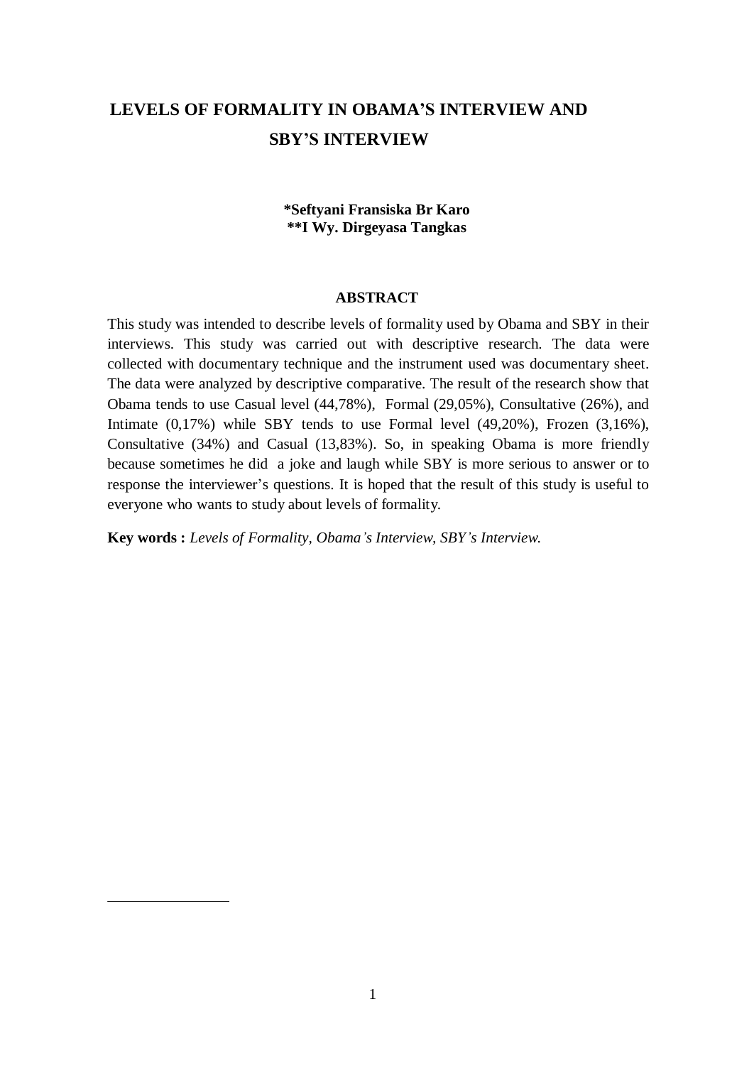# LEVELS OF FORMALITY IN OBAMA'S INTERVIEW AND SBY'S INTERVIEW

**\*Seftyani Fransiska Br Karo**
**\*\*I Wy. Dirgeyasa Tangkas**

## ABSTRACT

This study was intended to describe levels of formality used by Obama and SBY in their interviews. This study was carried out with descriptive research. The data were collected with documentary technique and the instrument used was documentary sheet. The data were analyzed by descriptive comparative. The result of the research show that Obama tends to use Casual level (44,78%), Formal (29,05%), Consultative (26%), and Intimate (0,17%) while SBY tends to use Formal level (49,20%), Frozen (3,16%), Consultative (34%) and Casual (13,83%). So, in speaking Obama is more friendly because sometimes he did a joke and laugh while SBY is more serious to answer or to response the interviewer's questions. It is hoped that the result of this study is useful to everyone who wants to study about levels of formality.

**Key words :** *Levels of Formality, Obama's Interview, SBY's Interview.*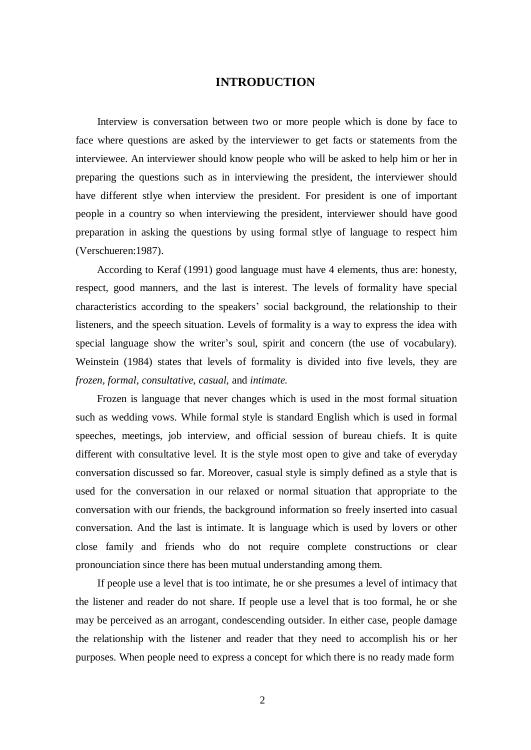# INTRODUCTION

Interview is conversation between two or more people which is done by face to face where questions are asked by the interviewer to get facts or statements from the interviewee. An interviewer should know people who will be asked to help him or her in preparing the questions such as in interviewing the president, the interviewer should have different stlye when interview the president. For president is one of important people in a country so when interviewing the president, interviewer should have good preparation in asking the questions by using formal stlye of language to respect him (Verschueren:1987).

According to Keraf (1991) good language must have 4 elements, thus are: honesty, respect, good manners, and the last is interest. The levels of formality have special characteristics according to the speakers' social background, the relationship to their listeners, and the speech situation. Levels of formality is a way to express the idea with special language show the writer's soul, spirit and concern (the use of vocabulary). Weinstein (1984) states that levels of formality is divided into five levels, they are *frozen, formal, consultative, casual,* and *intimate.*

Frozen is language that never changes which is used in the most formal situation such as wedding vows. While formal style is standard English which is used in formal speeches, meetings, job interview, and official session of bureau chiefs. It is quite different with consultative level. It is the style most open to give and take of everyday conversation discussed so far. Moreover, casual style is simply defined as a style that is used for the conversation in our relaxed or normal situation that appropriate to the conversation with our friends, the background information so freely inserted into casual conversation. And the last is intimate. It is language which is used by lovers or other close family and friends who do not require complete constructions or clear pronounciation since there has been mutual understanding among them.

If people use a level that is too intimate, he or she presumes a level of intimacy that the listener and reader do not share. If people use a level that is too formal, he or she may be perceived as an arrogant, condescending outsider. In either case, people damage the relationship with the listener and reader that they need to accomplish his or her purposes. When people need to express a concept for which there is no ready made form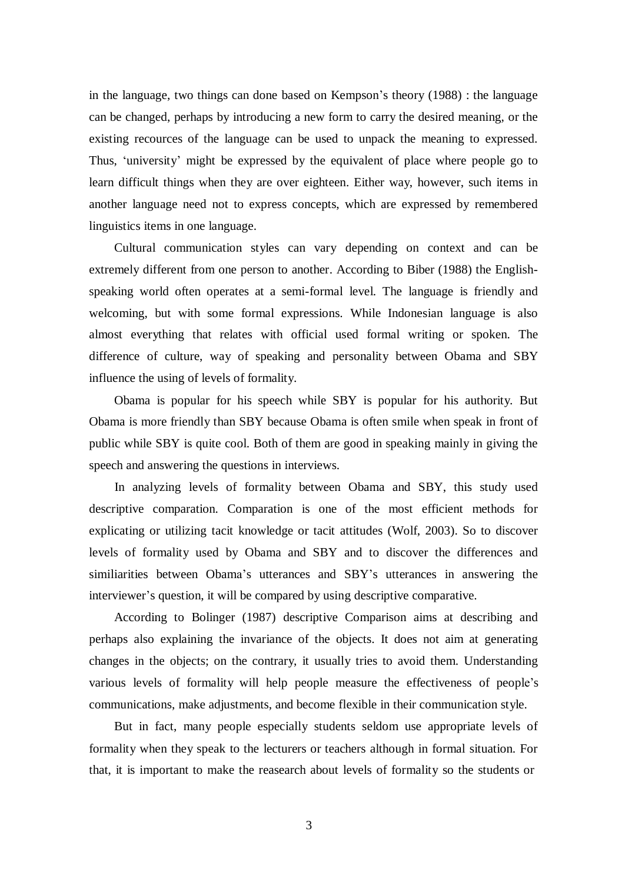in the language, two things can done based on Kempson's theory (1988) : the language can be changed, perhaps by introducing a new form to carry the desired meaning, or the existing recources of the language can be used to unpack the meaning to expressed. Thus, 'university' might be expressed by the equivalent of place where people go to learn difficult things when they are over eighteen. Either way, however, such items in another language need not to express concepts, which are expressed by remembered linguistics items in one language.

Cultural communication styles can vary depending on context and can be extremely different from one person to another. According to Biber (1988) the English-speaking world often operates at a semi-formal level. The language is friendly and welcoming, but with some formal expressions. While Indonesian language is also almost everything that relates with official used formal writing or spoken. The difference of culture, way of speaking and personality between Obama and SBY influence the using of levels of formality.

Obama is popular for his speech while SBY is popular for his authority. But Obama is more friendly than SBY because Obama is often smile when speak in front of public while SBY is quite cool. Both of them are good in speaking mainly in giving the speech and answering the questions in interviews.

In analyzing levels of formality between Obama and SBY, this study used descriptive comparation. Comparation is one of the most efficient methods for explicating or utilizing tacit knowledge or tacit attitudes (Wolf, 2003). So to discover levels of formality used by Obama and SBY and to discover the differences and similiarities between Obama's utterances and SBY's utterances in answering the interviewer's question, it will be compared by using descriptive comparative.

According to Bolinger (1987) descriptive Comparison aims at describing and perhaps also explaining the invariance of the objects. It does not aim at generating changes in the objects; on the contrary, it usually tries to avoid them. Understanding various levels of formality will help people measure the effectiveness of people's communications, make adjustments, and become flexible in their communication style.

But in fact, many people especially students seldom use appropriate levels of formality when they speak to the lecturers or teachers although in formal situation. For that, it is important to make the reasearch about levels of formality so the students or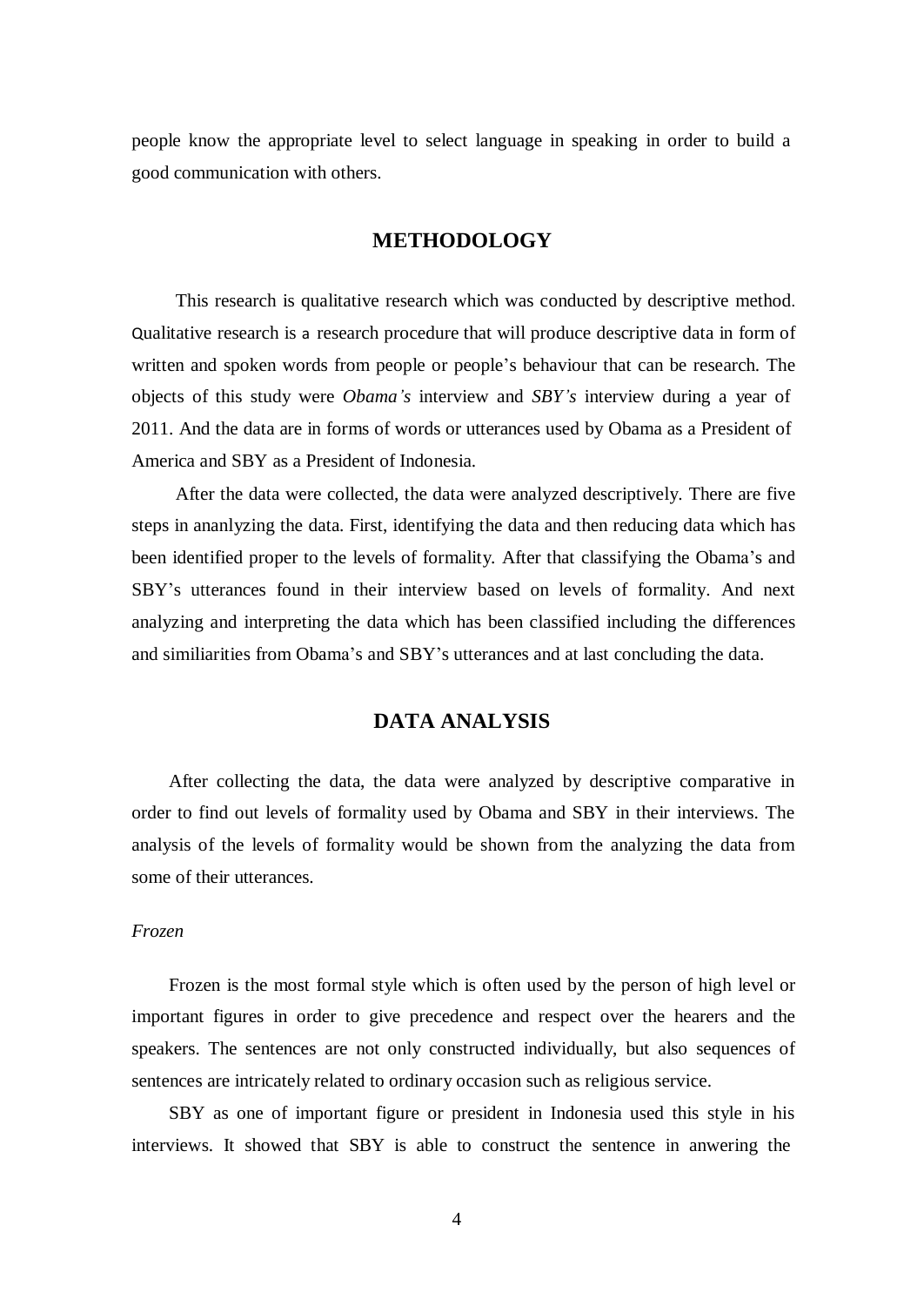people know the appropriate level to select language in speaking in order to build a good communication with others.

## METHODOLOGY

This research is qualitative research which was conducted by descriptive method. Qualitative research is a research procedure that will produce descriptive data in form of written and spoken words from people or people's behaviour that can be research. The objects of this study were *Obama's* interview and *SBY's* interview during a year of 2011. And the data are in forms of words or utterances used by Obama as a President of America and SBY as a President of Indonesia.

After the data were collected, the data were analyzed descriptively. There are five steps in ananlyzing the data. First, identifying the data and then reducing data which has been identified proper to the levels of formality. After that classifying the Obama's and SBY's utterances found in their interview based on levels of formality. And next analyzing and interpreting the data which has been classified including the differences and similiarities from Obama's and SBY's utterances and at last concluding the data.

## DATA ANALYSIS

After collecting the data, the data were analyzed by descriptive comparative in order to find out levels of formality used by Obama and SBY in their interviews. The analysis of the levels of formality would be shown from the analyzing the data from some of their utterances.

### *Frozen*

Frozen is the most formal style which is often used by the person of high level or important figures in order to give precedence and respect over the hearers and the speakers. The sentences are not only constructed individually, but also sequences of sentences are intricately related to ordinary occasion such as religious service.

SBY as one of important figure or president in Indonesia used this style in his interviews. It showed that SBY is able to construct the sentence in anwering the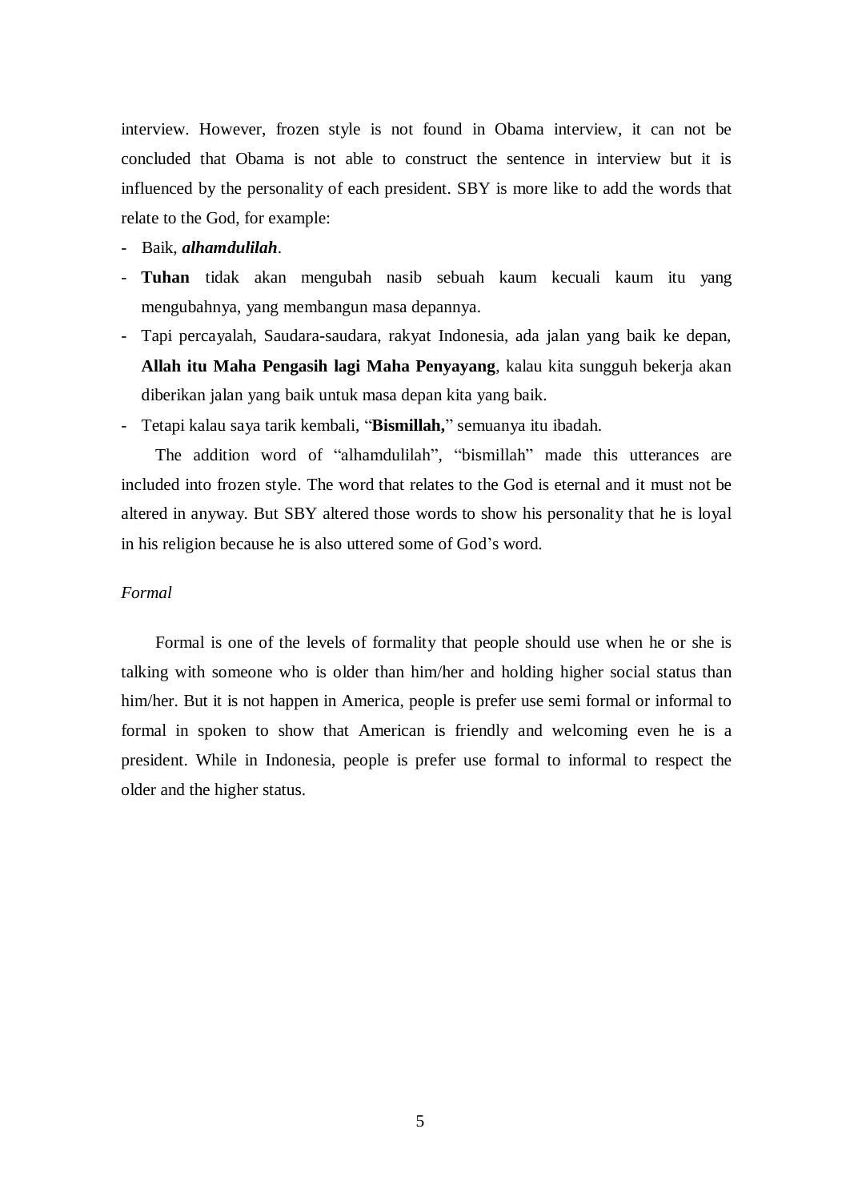interview. However, frozen style is not found in Obama interview, it can not be concluded that Obama is not able to construct the sentence in interview but it is influenced by the personality of each president. SBY is more like to add the words that relate to the God, for example:

- Baik, ***alhamdulilah***.
- **Tuhan** tidak akan mengubah nasib sebuah kaum kecuali kaum itu yang mengubahnya, yang membangun masa depannya.
- Tapi percayalah, Saudara-saudara, rakyat Indonesia, ada jalan yang baik ke depan, **Allah itu Maha Pengasih lagi Maha Penyayang**, kalau kita sungguh bekerja akan diberikan jalan yang baik untuk masa depan kita yang baik.
- Tetapi kalau saya tarik kembali, "**Bismillah,**" semuanya itu ibadah.

The addition word of "alhamdulilah", "bismillah" made this utterances are included into frozen style. The word that relates to the God is eternal and it must not be altered in anyway. But SBY altered those words to show his personality that he is loyal in his religion because he is also uttered some of God's word.

*Formal*

Formal is one of the levels of formality that people should use when he or she is talking with someone who is older than him/her and holding higher social status than him/her. But it is not happen in America, people is prefer use semi formal or informal to formal in spoken to show that American is friendly and welcoming even he is a president. While in Indonesia, people is prefer use formal to informal to respect the older and the higher status.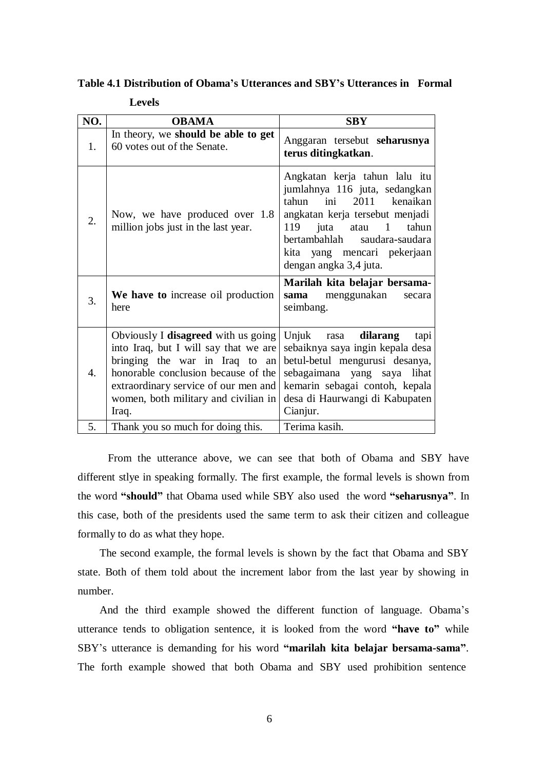**Table 4.1 Distribution of Obama's Utterances and SBY's Utterances in Formal Levels**

| NO. | OBAMA | SBY |
|---|---|---|
| 1. | In theory, we **should be able to get** 60 votes out of the Senate. | Anggaran tersebut **seharusnya terus ditingkatkan**. |
| 2. | Now, we have produced over 1.8 million jobs just in the last year. | Angkatan kerja tahun lalu itu jumlahnya 116 juta, sedangkan tahun ini 2011 kenaikan angkatan kerja tersebut menjadi 119 juta atau 1 tahun bertambahlah saudara-saudara kita yang mencari pekerjaan dengan angka 3,4 juta. |
| 3. | **We have to** increase oil production here | **Marilah kita belajar bersama-sama** menggunakan secara seimbang. |
| 4. | Obviously I **disagreed** with us going into Iraq, but I will say that we are bringing the war in Iraq to an honorable conclusion because of the extraordinary service of our men and women, both military and civilian in Iraq. | Unjuk rasa **dilarang** tapi sebaiknya saya ingin kepala desa betul-betul mengurusi desanya, sebagaimana yang saya lihat kemarin sebagai contoh, kepala desa di Haurwangi di Kabupaten Cianjur. |
| 5. | Thank you so much for doing this. | Terima kasih. |

From the utterance above, we can see that both of Obama and SBY have different stlye in speaking formally. The first example, the formal levels is shown from the word **"should"** that Obama used while SBY also used the word **"seharusnya"**. In this case, both of the presidents used the same term to ask their citizen and colleague formally to do as what they hope.

The second example, the formal levels is shown by the fact that Obama and SBY state. Both of them told about the increment labor from the last year by showing in number.

And the third example showed the different function of language. Obama's utterance tends to obligation sentence, it is looked from the word **"have to"** while SBY's utterance is demanding for his word **"marilah kita belajar bersama-sama"**. The forth example showed that both Obama and SBY used prohibition sentence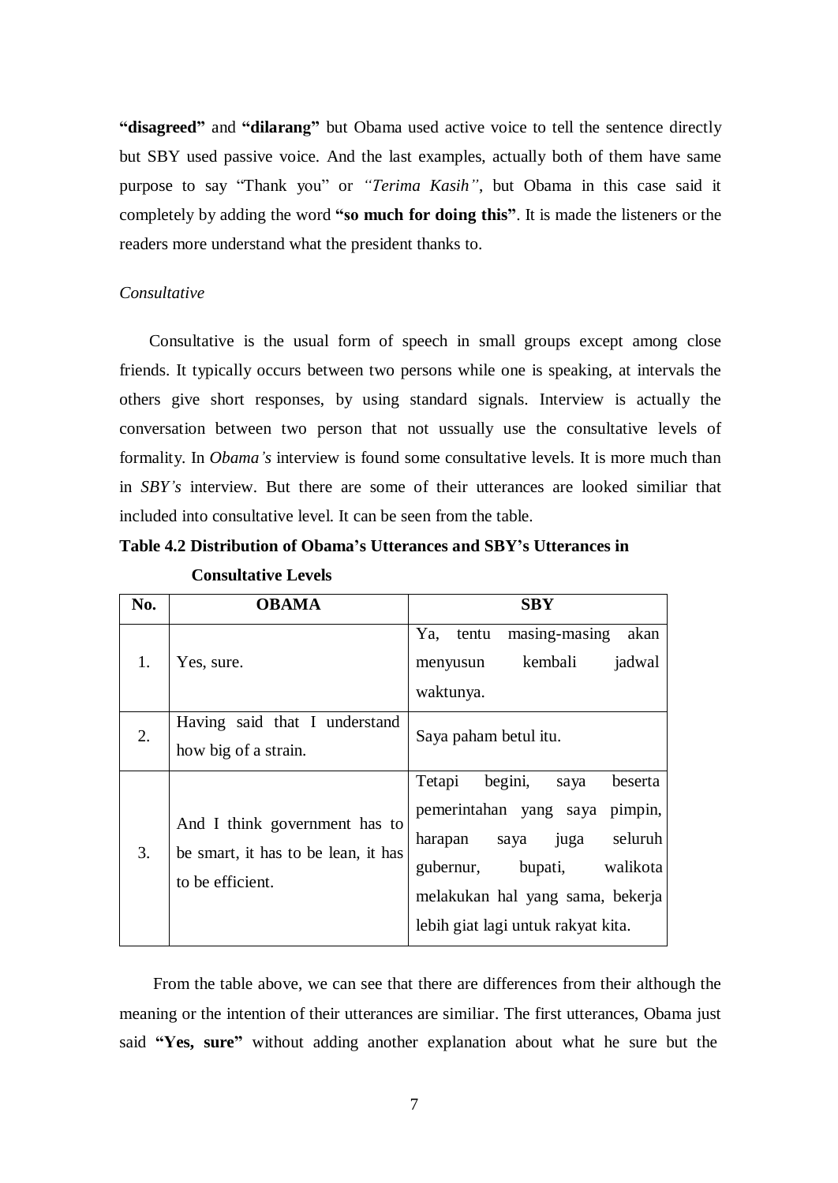**"disagreed"** and **"dilarang"** but Obama used active voice to tell the sentence directly but SBY used passive voice. And the last examples, actually both of them have same purpose to say "Thank you" or *"Terima Kasih"*, but Obama in this case said it completely by adding the word **"so much for doing this"**. It is made the listeners or the readers more understand what the president thanks to.

*Consultative*

Consultative is the usual form of speech in small groups except among close friends. It typically occurs between two persons while one is speaking, at intervals the others give short responses, by using standard signals. Interview is actually the conversation between two person that not ussually use the consultative levels of formality. In *Obama's* interview is found some consultative levels. It is more much than in *SBY's* interview. But there are some of their utterances are looked similiar that included into consultative level. It can be seen from the table.

**Table 4.2 Distribution of Obama's Utterances and SBY's Utterances in Consultative Levels**

| No. | OBAMA | SBY |
|---|---|---|
| 1. | Yes, sure. | Ya, tentu masing-masing akan menyusun kembali jadwal waktunya. |
| 2. | Having said that I understand how big of a strain. | Saya paham betul itu. |
| 3. | And I think government has to be smart, it has to be lean, it has to be efficient. | Tetapi begini, saya beserta pemerintahan yang saya pimpin, harapan saya juga seluruh gubernur, bupati, walikota melakukan hal yang sama, bekerja lebih giat lagi untuk rakyat kita. |

From the table above, we can see that there are differences from their although the meaning or the intention of their utterances are similiar. The first utterances, Obama just said **"Yes, sure"** without adding another explanation about what he sure but the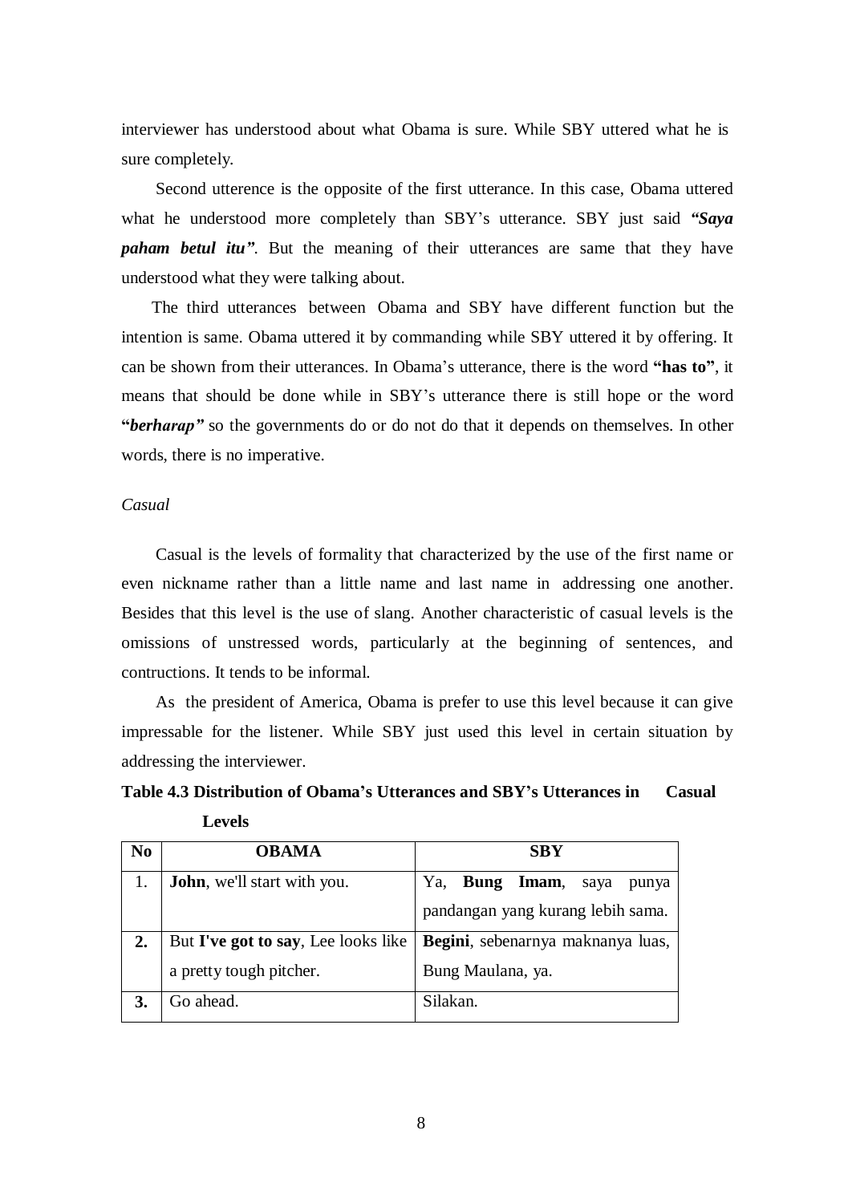interviewer has understood about what Obama is sure. While SBY uttered what he is sure completely.

Second utterence is the opposite of the first utterance. In this case, Obama uttered what he understood more completely than SBY's utterance. SBY just said ***"Saya paham betul itu"***. But the meaning of their utterances are same that they have understood what they were talking about.

The third utterances between Obama and SBY have different function but the intention is same. Obama uttered it by commanding while SBY uttered it by offering. It can be shown from their utterances. In Obama's utterance, there is the word **"has to"**, it means that should be done while in SBY's utterance there is still hope or the word **"*berharap"*** so the governments do or do not do that it depends on themselves. In other words, there is no imperative.

*Casual*

Casual is the levels of formality that characterized by the use of the first name or even nickname rather than a little name and last name in addressing one another. Besides that this level is the use of slang. Another characteristic of casual levels is the omissions of unstressed words, particularly at the beginning of sentences, and contructions. It tends to be informal.

As the president of America, Obama is prefer to use this level because it can give impressable for the listener. While SBY just used this level in certain situation by addressing the interviewer.

**Table 4.3 Distribution of Obama's Utterances and SBY's Utterances in Casual Levels**

| No | OBAMA | SBY |
|---|---|---|
| 1. | **John**, we'll start with you. | Ya, **Bung Imam**, saya punya pandangan yang kurang lebih sama. |
| **2.** | But **I've got to say**, Lee looks like a pretty tough pitcher. | **Begini**, sebenarnya maknanya luas, Bung Maulana, ya. |
| **3.** | Go ahead. | Silakan. |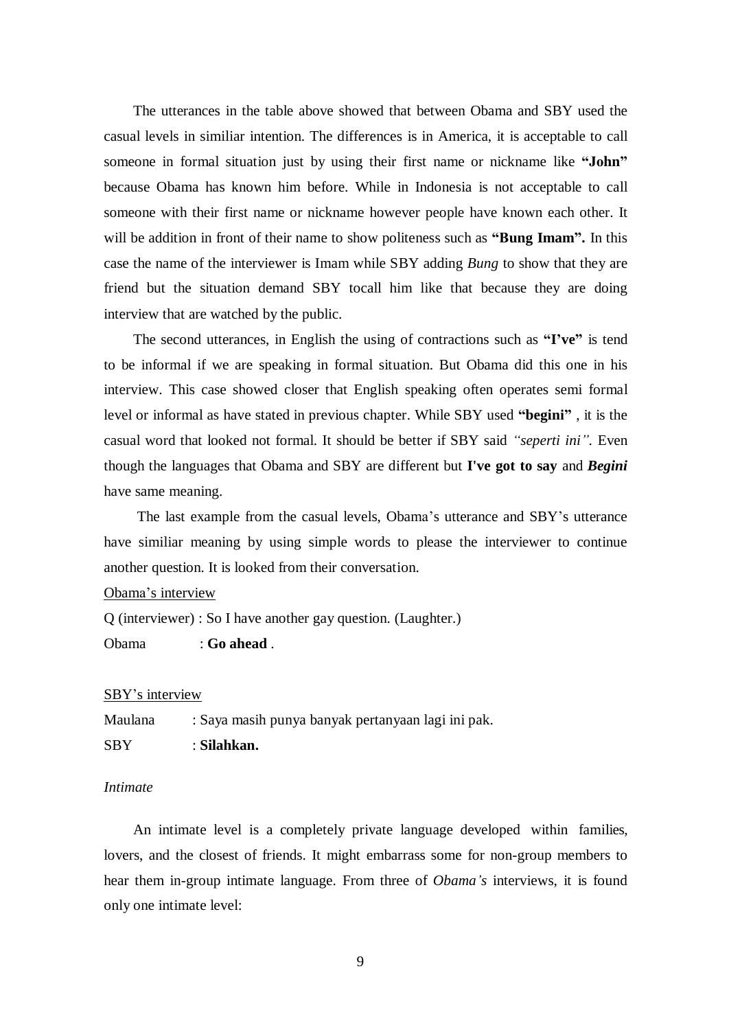The utterances in the table above showed that between Obama and SBY used the casual levels in similiar intention. The differences is in America, it is acceptable to call someone in formal situation just by using their first name or nickname like **"John"** because Obama has known him before. While in Indonesia is not acceptable to call someone with their first name or nickname however people have known each other. It will be addition in front of their name to show politeness such as **"Bung Imam".** In this case the name of the interviewer is Imam while SBY adding *Bung* to show that they are friend but the situation demand SBY tocall him like that because they are doing interview that are watched by the public.

The second utterances, in English the using of contractions such as **"I've"** is tend to be informal if we are speaking in formal situation. But Obama did this one in his interview. This case showed closer that English speaking often operates semi formal level or informal as have stated in previous chapter. While SBY used **"begini"** , it is the casual word that looked not formal. It should be better if SBY said *"seperti ini"*. Even though the languages that Obama and SBY are different but **I've got to say** and ***Begini*** have same meaning.

The last example from the casual levels, Obama's utterance and SBY's utterance have similiar meaning by using simple words to please the interviewer to continue another question. It is looked from their conversation.

<u>Obama's interview</u>

Q (interviewer) : So I have another gay question. (Laughter.)

Obama : **Go ahead** .

<u>SBY's interview</u>

Maulana : Saya masih punya banyak pertanyaan lagi ini pak.

SBY : **Silahkan.**

*Intimate*

An intimate level is a completely private language developed within families, lovers, and the closest of friends. It might embarrass some for non-group members to hear them in-group intimate language. From three of *Obama's* interviews, it is found only one intimate level: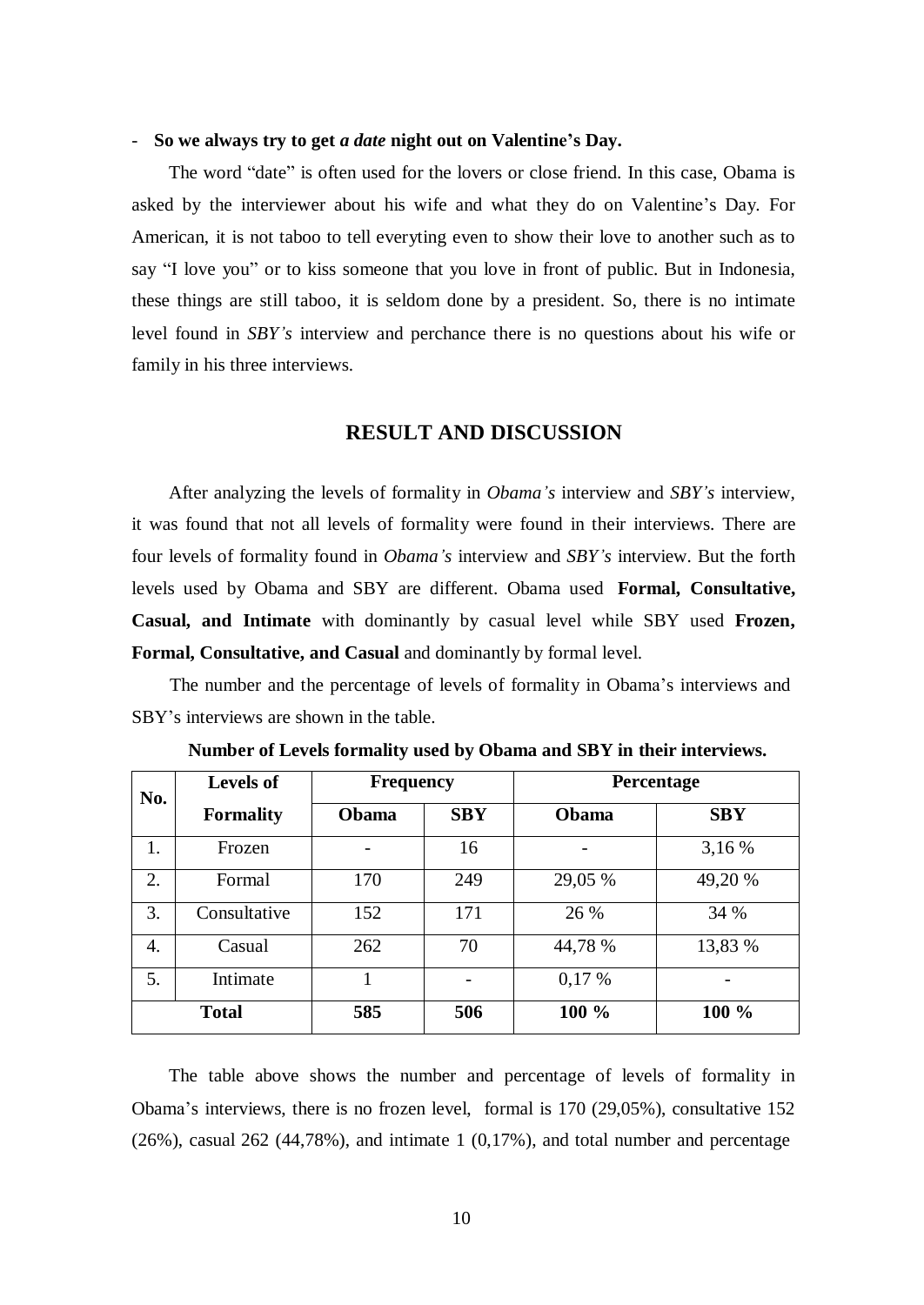- **So we always try to get *a date* night out on Valentine's Day.**

The word "date" is often used for the lovers or close friend. In this case, Obama is asked by the interviewer about his wife and what they do on Valentine's Day. For American, it is not taboo to tell everyting even to show their love to another such as to say "I love you" or to kiss someone that you love in front of public. But in Indonesia, these things are still taboo, it is seldom done by a president. So, there is no intimate level found in *SBY's* interview and perchance there is no questions about his wife or family in his three interviews.

## RESULT AND DISCUSSION

After analyzing the levels of formality in *Obama's* interview and *SBY's* interview, it was found that not all levels of formality were found in their interviews. There are four levels of formality found in *Obama's* interview and *SBY's* interview. But the forth levels used by Obama and SBY are different. Obama used **Formal, Consultative, Casual, and Intimate** with dominantly by casual level while SBY used **Frozen, Formal, Consultative, and Casual** and dominantly by formal level.

The number and the percentage of levels of formality in Obama's interviews and SBY's interviews are shown in the table.

**Number of Levels formality used by Obama and SBY in their interviews.**

| No. | Levels of Formality | Frequency | | Percentage | |
|---|---|---|---|---|---|
| | | **Obama** | **SBY** | **Obama** | **SBY** |
| 1. | Frozen | - | 16 | - | 3,16 % |
| 2. | Formal | 170 | 249 | 29,05 % | 49,20 % |
| 3. | Consultative | 152 | 171 | 26 % | 34 % |
| 4. | Casual | 262 | 70 | 44,78 % | 13,83 % |
| 5. | Intimate | 1 | - | 0,17 % | - |
| **Total** | | **585** | **506** | **100 %** | **100 %** |

The table above shows the number and percentage of levels of formality in Obama's interviews, there is no frozen level, formal is 170 (29,05%), consultative 152 (26%), casual 262 (44,78%), and intimate 1 (0,17%), and total number and percentage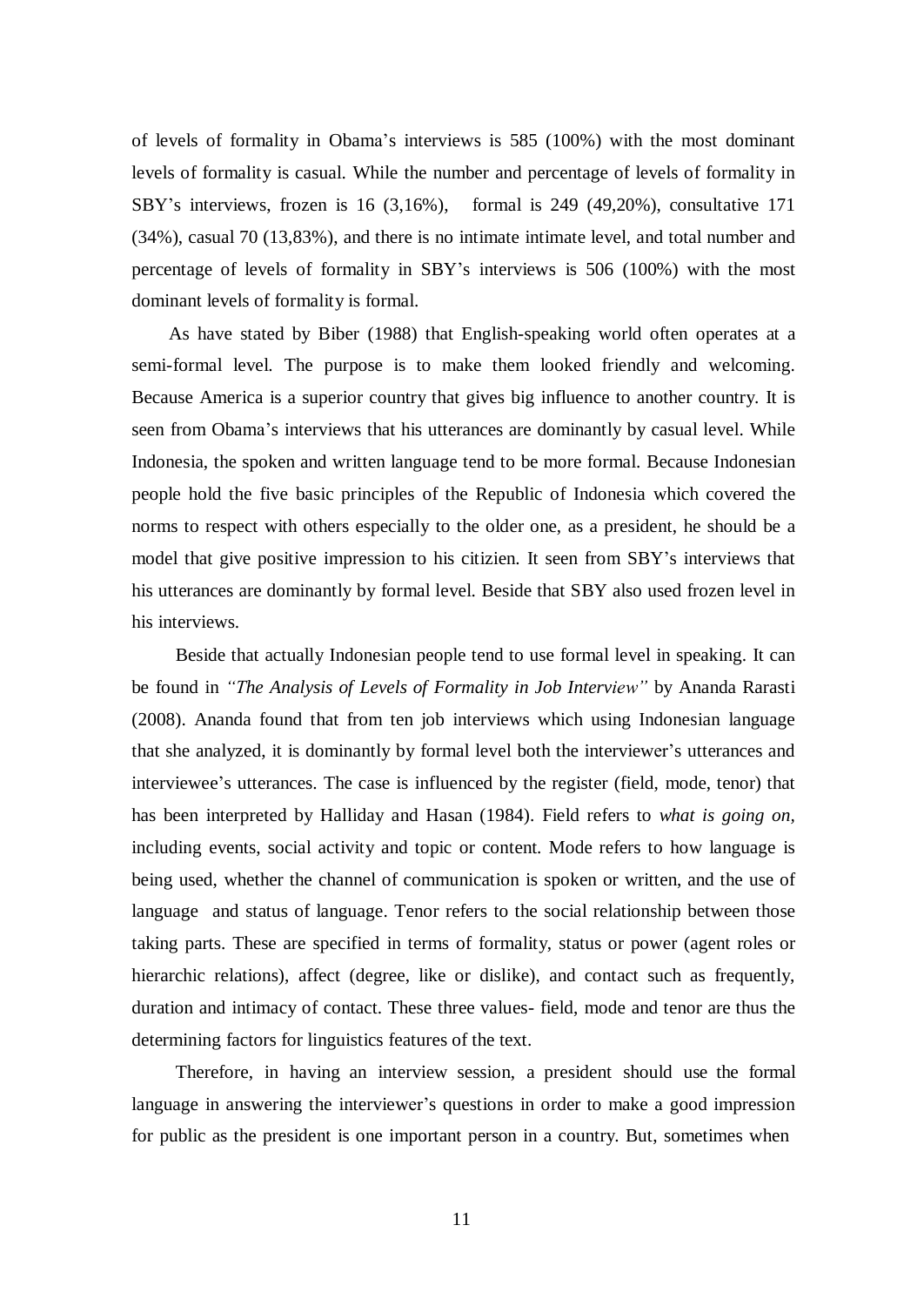of levels of formality in Obama's interviews is 585 (100%) with the most dominant levels of formality is casual. While the number and percentage of levels of formality in SBY's interviews, frozen is 16 (3,16%), formal is 249 (49,20%), consultative 171 (34%), casual 70 (13,83%), and there is no intimate intimate level, and total number and percentage of levels of formality in SBY's interviews is 506 (100%) with the most dominant levels of formality is formal.

As have stated by Biber (1988) that English-speaking world often operates at a semi-formal level. The purpose is to make them looked friendly and welcoming. Because America is a superior country that gives big influence to another country. It is seen from Obama's interviews that his utterances are dominantly by casual level. While Indonesia, the spoken and written language tend to be more formal. Because Indonesian people hold the five basic principles of the Republic of Indonesia which covered the norms to respect with others especially to the older one, as a president, he should be a model that give positive impression to his citizien. It seen from SBY's interviews that his utterances are dominantly by formal level. Beside that SBY also used frozen level in his interviews.

Beside that actually Indonesian people tend to use formal level in speaking. It can be found in *"The Analysis of Levels of Formality in Job Interview"* by Ananda Rarasti (2008). Ananda found that from ten job interviews which using Indonesian language that she analyzed, it is dominantly by formal level both the interviewer's utterances and interviewee's utterances. The case is influenced by the register (field, mode, tenor) that has been interpreted by Halliday and Hasan (1984). Field refers to *what is going on*, including events, social activity and topic or content. Mode refers to how language is being used, whether the channel of communication is spoken or written, and the use of language and status of language. Tenor refers to the social relationship between those taking parts. These are specified in terms of formality, status or power (agent roles or hierarchic relations), affect (degree, like or dislike), and contact such as frequently, duration and intimacy of contact. These three values- field, mode and tenor are thus the determining factors for linguistics features of the text.

Therefore, in having an interview session, a president should use the formal language in answering the interviewer's questions in order to make a good impression for public as the president is one important person in a country. But, sometimes when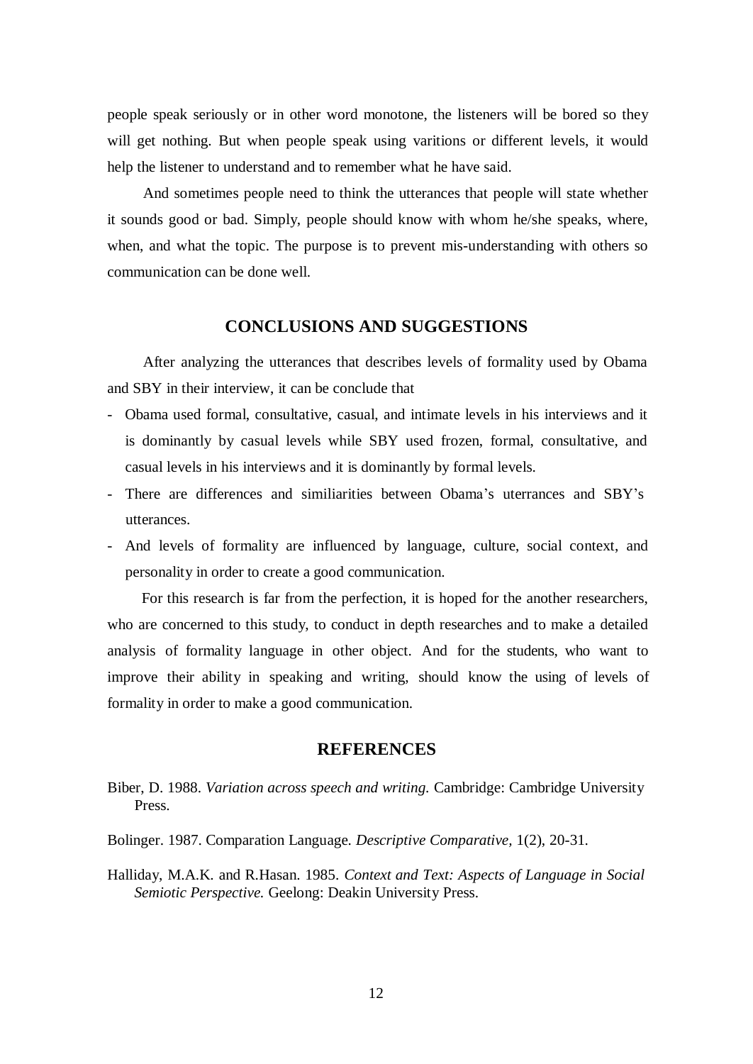people speak seriously or in other word monotone, the listeners will be bored so they will get nothing. But when people speak using varitions or different levels, it would help the listener to understand and to remember what he have said.

And sometimes people need to think the utterances that people will state whether it sounds good or bad. Simply, people should know with whom he/she speaks, where, when, and what the topic. The purpose is to prevent mis-understanding with others so communication can be done well.

## CONCLUSIONS AND SUGGESTIONS

After analyzing the utterances that describes levels of formality used by Obama and SBY in their interview, it can be conclude that

- Obama used formal, consultative, casual, and intimate levels in his interviews and it is dominantly by casual levels while SBY used frozen, formal, consultative, and casual levels in his interviews and it is dominantly by formal levels.
- There are differences and similiarities between Obama's uterrances and SBY's utterances.
- And levels of formality are influenced by language, culture, social context, and personality in order to create a good communication.

For this research is far from the perfection, it is hoped for the another researchers, who are concerned to this study, to conduct in depth researches and to make a detailed analysis of formality language in other object. And for the students, who want to improve their ability in speaking and writing, should know the using of levels of formality in order to make a good communication.

## REFERENCES

Biber, D. 1988. *Variation across speech and writing.* Cambridge: Cambridge University Press.

Bolinger. 1987. Comparation Language. *Descriptive Comparative,* 1(2), 20-31.

Halliday, M.A.K. and R.Hasan. 1985. *Context and Text: Aspects of Language in Social Semiotic Perspective.* Geelong: Deakin University Press.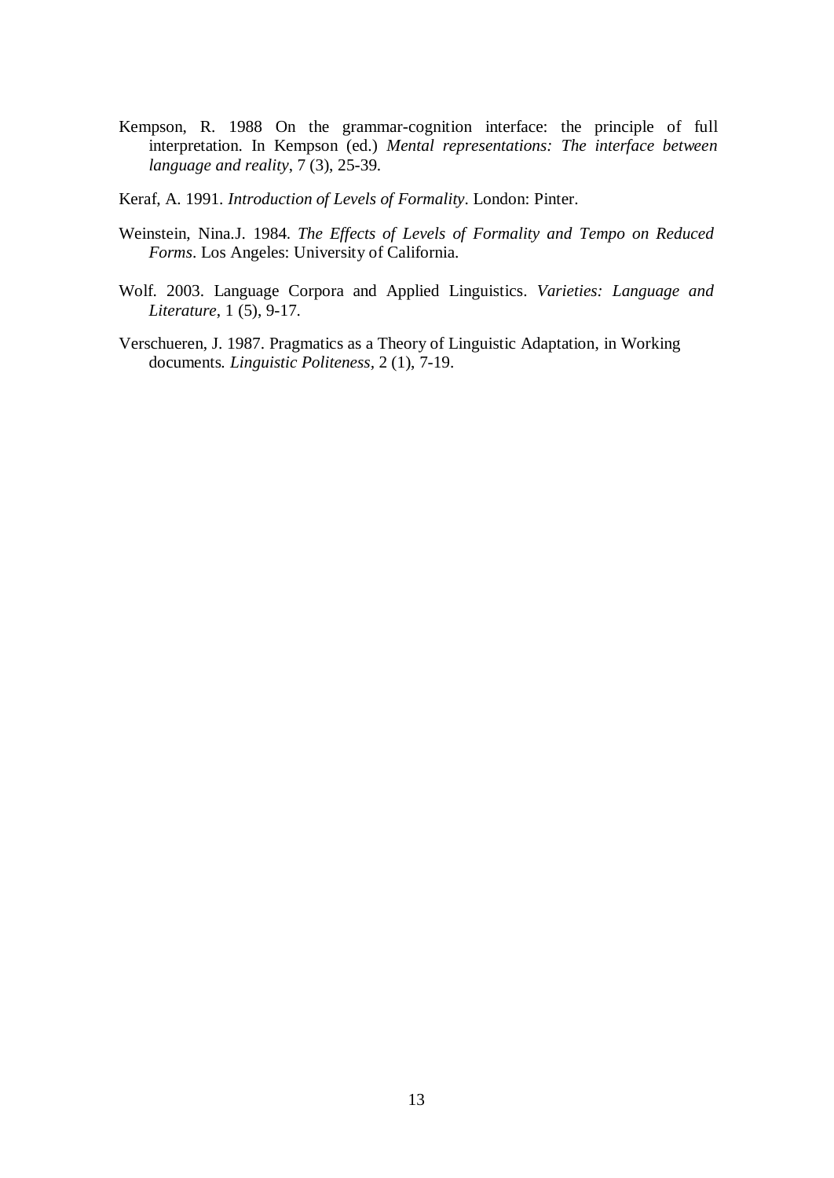Kempson, R. 1988 On the grammar-cognition interface: the principle of full interpretation. In Kempson (ed.) *Mental representations: The interface between language and reality*, 7 (3), 25-39.

Keraf, A. 1991. *Introduction of Levels of Formality*. London: Pinter.

Weinstein, Nina.J. 1984. *The Effects of Levels of Formality and Tempo on Reduced Forms*. Los Angeles: University of California.

Wolf. 2003. Language Corpora and Applied Linguistics. *Varieties: Language and Literature*, 1 (5), 9-17.

Verschueren, J. 1987. Pragmatics as a Theory of Linguistic Adaptation, in Working documents. *Linguistic Politeness*, 2 (1), 7-19.